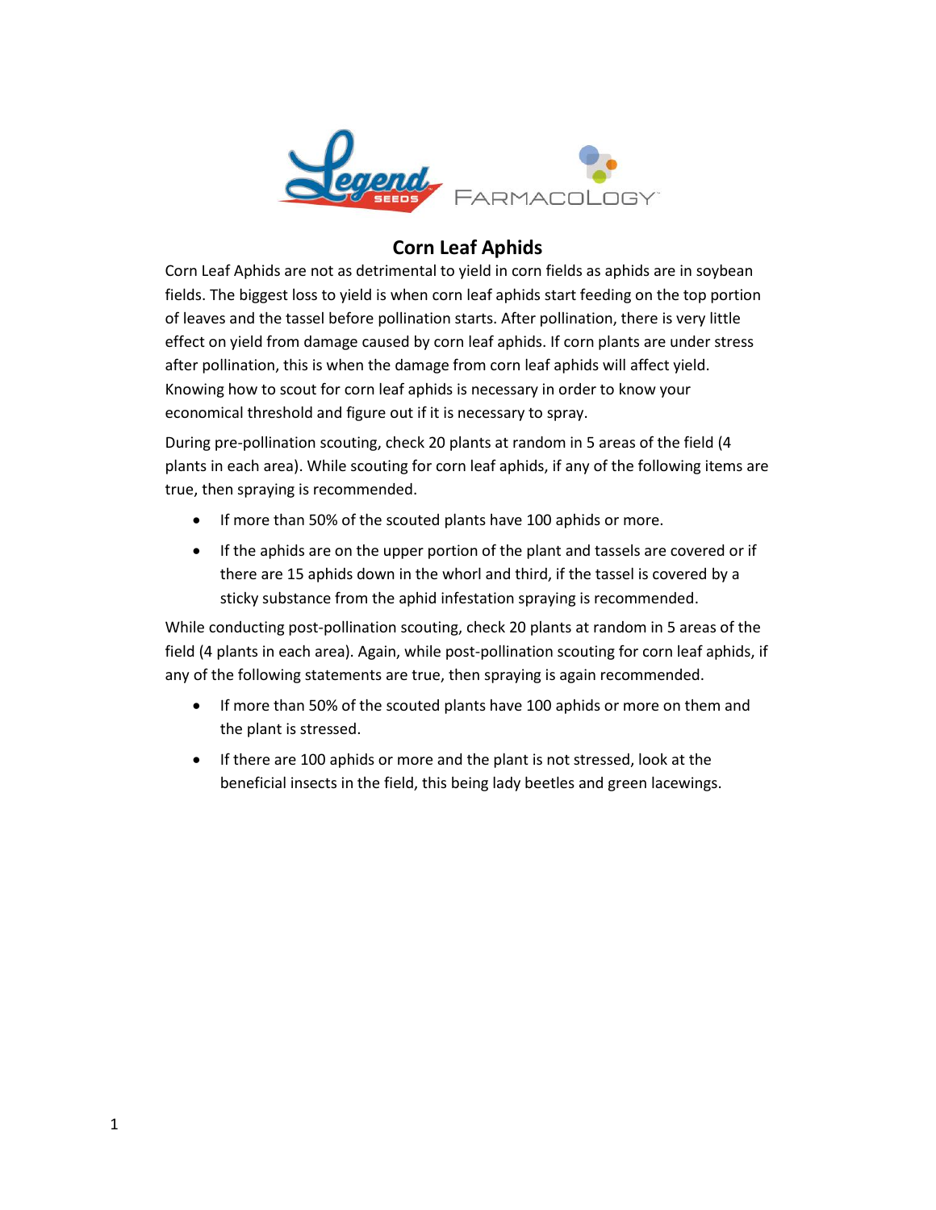# Corn Leaf Aphids

Corn Leaf Aphids are not as detrimental to yield in corn fields as aphids are in soybean fields. The biggest loss to yield is when corn leaf aphids start feeding on the top portion of leaves and the tassel before pollination starts. After pollination, there is very little effect on yield from damage caused by corn leaf aphids. If corn plants are under stress after pollination, this is when the damage from corn leaf aphids will affect yield. Knowing how to scout for corn leaf aphids is necessary in order to know your economical threshold and figure out if it is necessary to spray.

During pre-pollination scouting, check 20 plants at random in 5 areas of the field (4 plants in each area). While scouting for corn leaf aphids, if any of the following items are true, then spraying is recommended.

- If more than 50% of the scouted plants have 100 aphids or more.
- If the aphids are on the upper portion of the plant and tassels are covered or if there are 15 aphids down in the whorl and third, if the tassel is covered by a sticky substance from the aphid infestation spraying is recommended.

While conducting post-pollination scouting, check 20 plants at random in 5 areas of the field (4 plants in each area). Again, while post-pollination scouting for corn leaf aphids, if any of the following statements are true, then spraying is again recommended.

- If more than 50% of the scouted plants have 100 aphids or more on them and the plant is stressed.
- If there are 100 aphids or more and the plant is not stressed, look at the beneficial insects in the field, this being lady beetles and green lacewings.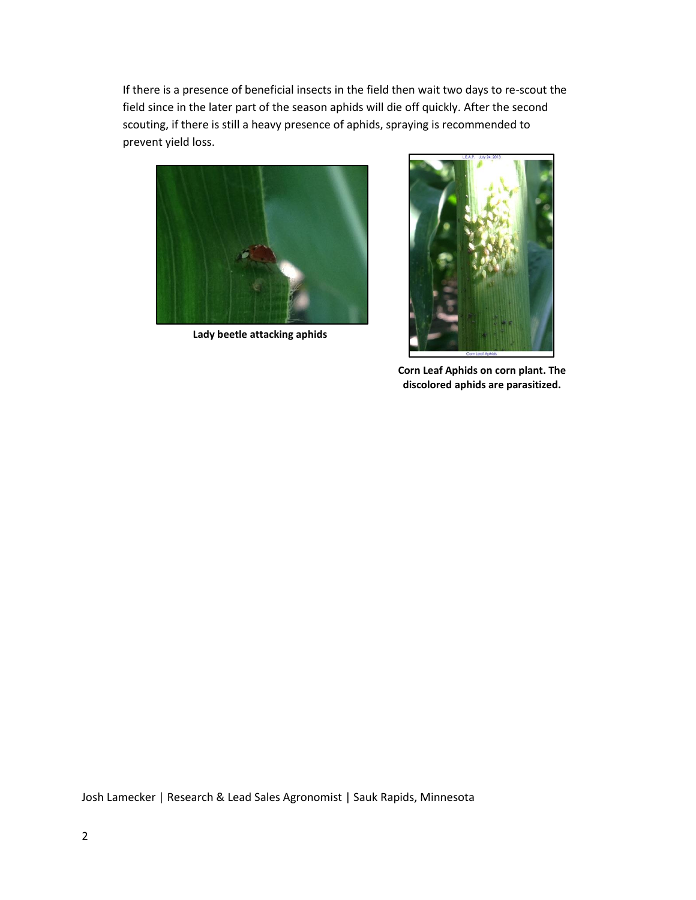If there is a presence of beneficial insects in the field then wait two days to re-scout the field since in the later part of the season aphids will die off quickly. After the second scouting, if there is still a heavy presence of aphids, spraying is recommended to prevent yield loss.

**Lady beetle attacking aphids**

**Corn Leaf Aphids on corn plant. The discolored aphids are parasitized.**

Josh Lamecker | Research & Lead Sales Agronomist | Sauk Rapids, Minnesota